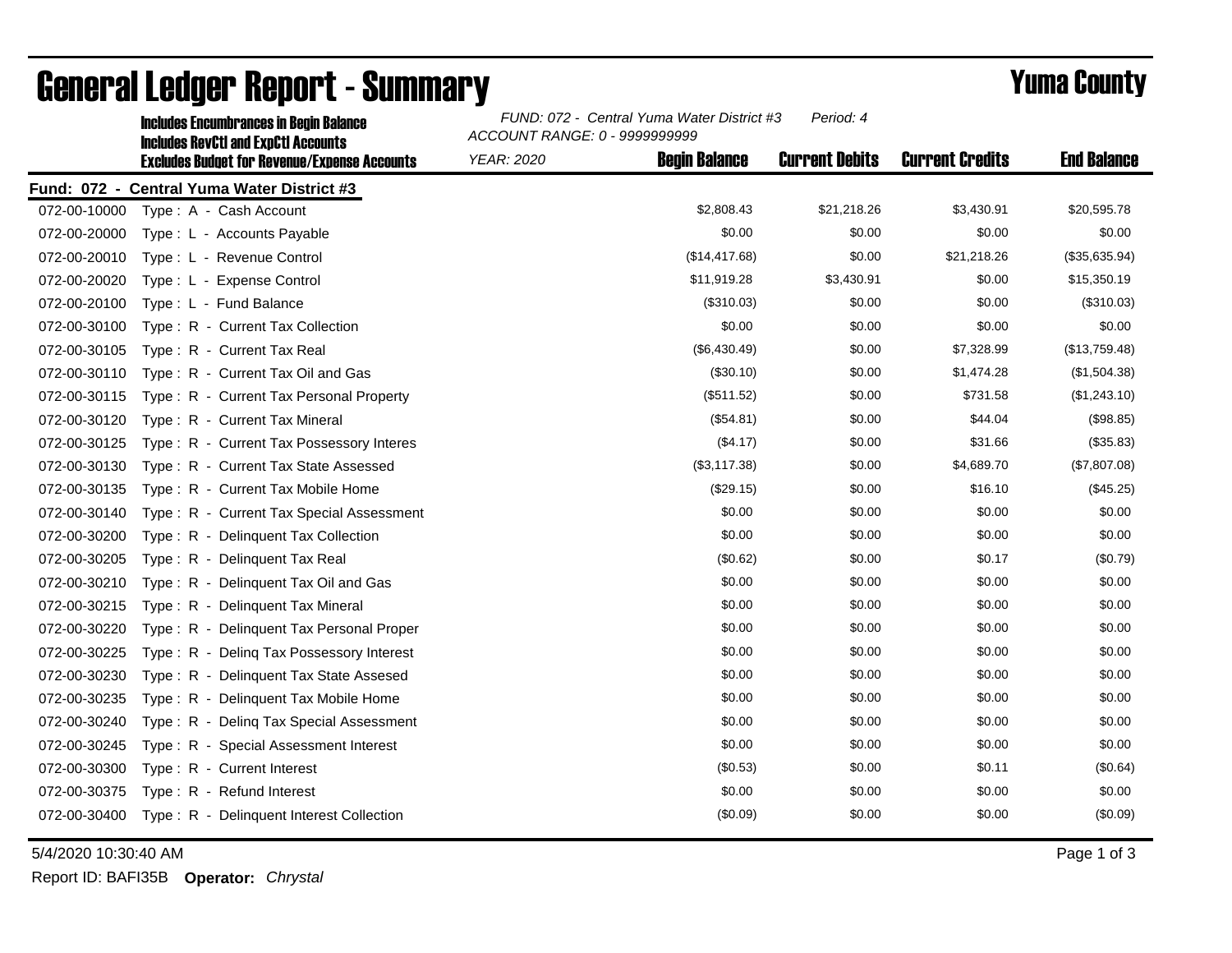# General Ledger Report - Summary

**Yuma County**

**Includes Encumbrances in Begin Balance**
**Includes RevCtl and ExpCtl Accounts**
**Excludes Budget for Revenue/Expense Accounts**

*FUND: 072 - Central Yuma Water District #3* *Period: 4*
*ACCOUNT RANGE: 0 - 9999999999*
*YEAR: 2020*

**Fund: 072 - Central Yuma Water District #3**

| Account | Description | Begin Balance | Current Debits | Current Credits | End Balance |
|---|---|---|---|---|---|
| 072-00-10000 | Type : A - Cash Account | $2,808.43 | $21,218.26 | $3,430.91 | $20,595.78 |
| 072-00-20000 | Type : L - Accounts Payable | $0.00 | $0.00 | $0.00 | $0.00 |
| 072-00-20010 | Type : L - Revenue Control | ($14,417.68) | $0.00 | $21,218.26 | ($35,635.94) |
| 072-00-20020 | Type : L - Expense Control | $11,919.28 | $3,430.91 | $0.00 | $15,350.19 |
| 072-00-20100 | Type : L - Fund Balance | ($310.03) | $0.00 | $0.00 | ($310.03) |
| 072-00-30100 | Type : R - Current Tax Collection | $0.00 | $0.00 | $0.00 | $0.00 |
| 072-00-30105 | Type : R - Current Tax Real | ($6,430.49) | $0.00 | $7,328.99 | ($13,759.48) |
| 072-00-30110 | Type : R - Current Tax Oil and Gas | ($30.10) | $0.00 | $1,474.28 | ($1,504.38) |
| 072-00-30115 | Type : R - Current Tax Personal Property | ($511.52) | $0.00 | $731.58 | ($1,243.10) |
| 072-00-30120 | Type : R - Current Tax Mineral | ($54.81) | $0.00 | $44.04 | ($98.85) |
| 072-00-30125 | Type : R - Current Tax Possessory Interes | ($4.17) | $0.00 | $31.66 | ($35.83) |
| 072-00-30130 | Type : R - Current Tax State Assessed | ($3,117.38) | $0.00 | $4,689.70 | ($7,807.08) |
| 072-00-30135 | Type : R - Current Tax Mobile Home | ($29.15) | $0.00 | $16.10 | ($45.25) |
| 072-00-30140 | Type : R - Current Tax Special Assessment | $0.00 | $0.00 | $0.00 | $0.00 |
| 072-00-30200 | Type : R - Delinquent Tax Collection | $0.00 | $0.00 | $0.00 | $0.00 |
| 072-00-30205 | Type : R - Delinquent Tax Real | ($0.62) | $0.00 | $0.17 | ($0.79) |
| 072-00-30210 | Type : R - Delinquent Tax Oil and Gas | $0.00 | $0.00 | $0.00 | $0.00 |
| 072-00-30215 | Type : R - Delinquent Tax Mineral | $0.00 | $0.00 | $0.00 | $0.00 |
| 072-00-30220 | Type : R - Delinquent Tax Personal Proper | $0.00 | $0.00 | $0.00 | $0.00 |
| 072-00-30225 | Type : R - Delinq Tax Possessory Interest | $0.00 | $0.00 | $0.00 | $0.00 |
| 072-00-30230 | Type : R - Delinquent Tax State Assesed | $0.00 | $0.00 | $0.00 | $0.00 |
| 072-00-30235 | Type : R - Delinquent Tax Mobile Home | $0.00 | $0.00 | $0.00 | $0.00 |
| 072-00-30240 | Type : R - Delinq Tax Special Assessment | $0.00 | $0.00 | $0.00 | $0.00 |
| 072-00-30245 | Type : R - Special Assessment Interest | $0.00 | $0.00 | $0.00 | $0.00 |
| 072-00-30300 | Type : R - Current Interest | ($0.53) | $0.00 | $0.11 | ($0.64) |
| 072-00-30375 | Type : R - Refund Interest | $0.00 | $0.00 | $0.00 | $0.00 |
| 072-00-30400 | Type : R - Delinquent Interest Collection | ($0.09) | $0.00 | $0.00 | ($0.09) |

5/4/2020 10:30:40 AM

Report ID: BAFI35B **Operator:** *Chrystal*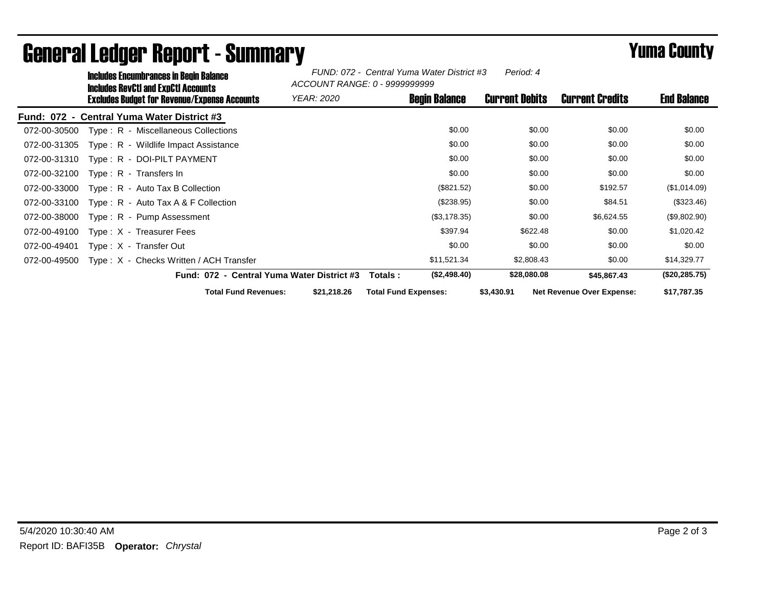# General Ledger Report - Summary

**Yuma County**

**Includes Encumbrances in Begin Balance**
**Includes RevCtl and ExpCtl Accounts**
**Excludes Budget for Revenue/Expense Accounts**

*FUND: 072 - Central Yuma Water District #3* *Period: 4*
*ACCOUNT RANGE: 0 - 9999999999*
*YEAR: 2020*

| Account | Description | Begin Balance | Current Debits | Current Credits | End Balance |
|---|---|---|---|---|---|
| **Fund: 072 - Central Yuma Water District #3** | | | | | |
| 072-00-30500 | Type : R - Miscellaneous Collections | $0.00 | $0.00 | $0.00 | $0.00 |
| 072-00-31305 | Type : R - Wildlife Impact Assistance | $0.00 | $0.00 | $0.00 | $0.00 |
| 072-00-31310 | Type : R - DOI-PILT PAYMENT | $0.00 | $0.00 | $0.00 | $0.00 |
| 072-00-32100 | Type : R - Transfers In | $0.00 | $0.00 | $0.00 | $0.00 |
| 072-00-33000 | Type : R - Auto Tax B Collection | ($821.52) | $0.00 | $192.57 | ($1,014.09) |
| 072-00-33100 | Type : R - Auto Tax A & F Collection | ($238.95) | $0.00 | $84.51 | ($323.46) |
| 072-00-38000 | Type : R - Pump Assessment | ($3,178.35) | $0.00 | $6,624.55 | ($9,802.90) |
| 072-00-49100 | Type : X - Treasurer Fees | $397.94 | $622.48 | $0.00 | $1,020.42 |
| 072-00-49401 | Type : X - Transfer Out | $0.00 | $0.00 | $0.00 | $0.00 |
| 072-00-49500 | Type : X - Checks Written / ACH Transfer | $11,521.34 | $2,808.43 | $0.00 | $14,329.77 |
| | **Fund: 072 - Central Yuma Water District #3 Totals :** | **($2,498.40)** | **$28,080.08** | **$45,867.43** | **($20,285.75)** |

**Total Fund Revenues:** **$21,218.26** **Total Fund Expenses:** **$3,430.91** **Net Revenue Over Expense:** **$17,787.35**

5/4/2020 10:30:40 AM

Report ID: BAFI35B **Operator:** *Chrystal*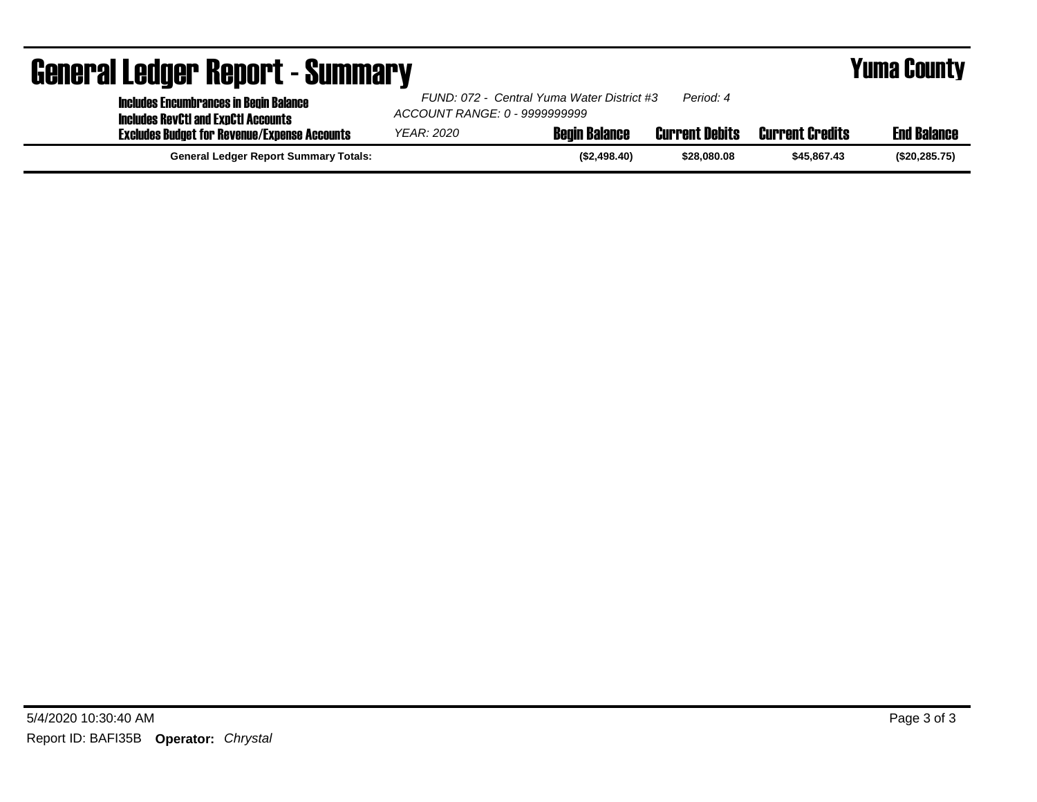# General Ledger Report - Summary

## Yuma County

**Includes Encumbrances in Begin Balance**
**Includes RevCtl and ExpCtl Accounts**
**Excludes Budget for Revenue/Expense Accounts**

*FUND: 072 - Central Yuma Water District #3* *Period: 4*
*ACCOUNT RANGE: 0 - 9999999999*
*YEAR: 2020*

| | Begin Balance | Current Debits | Current Credits | End Balance |
|---|---|---|---|---|
| **General Ledger Report Summary Totals:** | **($2,498.40)** | **$28,080.08** | **$45,867.43** | **($20,285.75)** |

5/4/2020 10:30:40 AM

Report ID: BAFI35B **Operator:** *Chrystal*